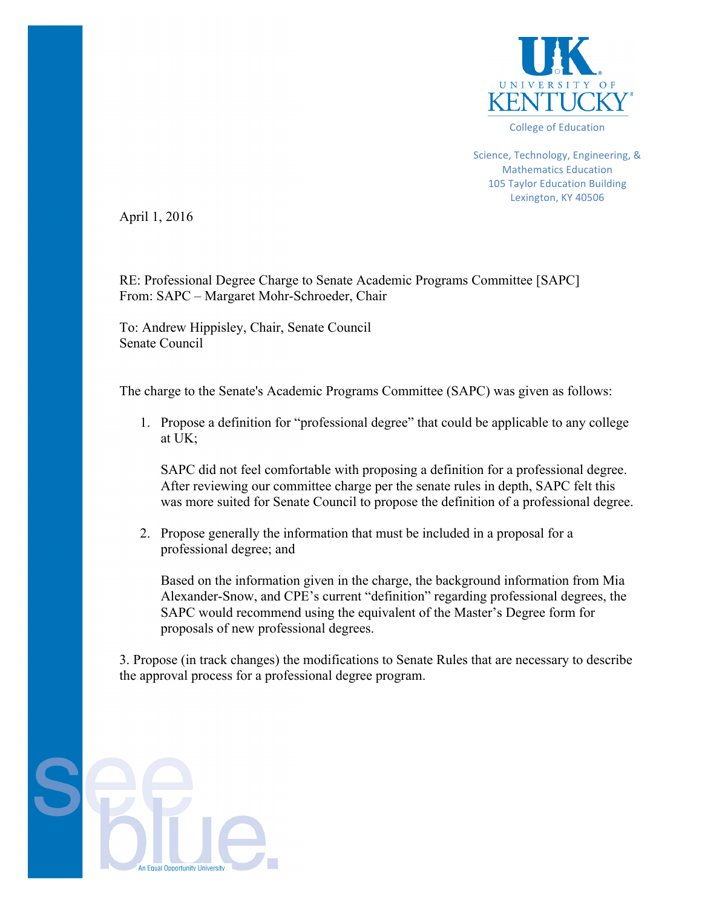University of Kentucky
College of Education

Science, Technology, Engineering, & Mathematics Education
105 Taylor Education Building
Lexington, KY 40506

April 1, 2016

RE: Professional Degree Charge to Senate Academic Programs Committee [SAPC]
From: SAPC – Margaret Mohr-Schroeder, Chair

To: Andrew Hippisley, Chair, Senate Council
Senate Council

The charge to the Senate's Academic Programs Committee (SAPC) was given as follows:

1. Propose a definition for "professional degree" that could be applicable to any college at UK;

   SAPC did not feel comfortable with proposing a definition for a professional degree. After reviewing our committee charge per the senate rules in depth, SAPC felt this was more suited for Senate Council to propose the definition of a professional degree.

2. Propose generally the information that must be included in a proposal for a professional degree; and

   Based on the information given in the charge, the background information from Mia Alexander-Snow, and CPE's current "definition" regarding professional degrees, the SAPC would recommend using the equivalent of the Master's Degree form for proposals of new professional degrees.

3. Propose (in track changes) the modifications to Senate Rules that are necessary to describe the approval process for a professional degree program.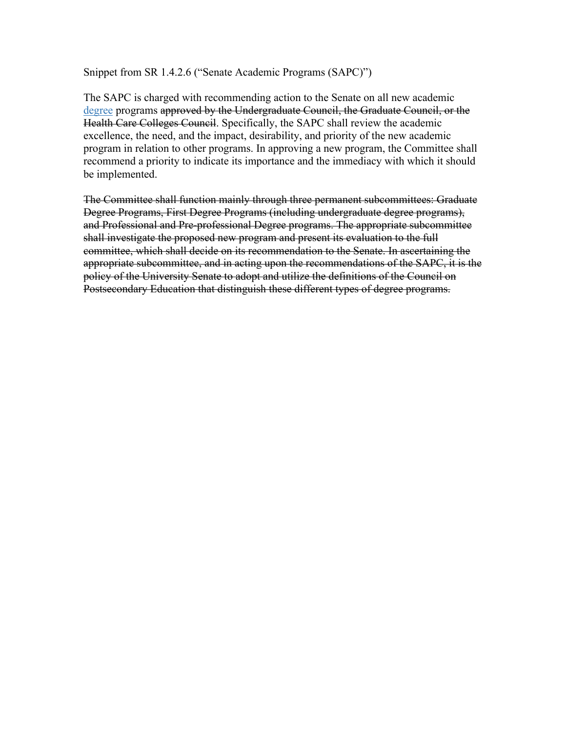Snippet from SR 1.4.2.6 ("Senate Academic Programs (SAPC)")

The SAPC is charged with recommending action to the Senate on all new academic <u>degree</u> programs ~~approved by the Undergraduate Council, the Graduate Council, or the Health Care Colleges Council~~. Specifically, the SAPC shall review the academic excellence, the need, and the impact, desirability, and priority of the new academic program in relation to other programs. In approving a new program, the Committee shall recommend a priority to indicate its importance and the immediacy with which it should be implemented.

~~The Committee shall function mainly through three permanent subcommittees: Graduate Degree Programs, First Degree Programs (including undergraduate degree programs), and Professional and Pre-professional Degree programs. The appropriate subcommittee shall investigate the proposed new program and present its evaluation to the full committee, which shall decide on its recommendation to the Senate. In ascertaining the appropriate subcommittee, and in acting upon the recommendations of the SAPC, it is the policy of the University Senate to adopt and utilize the definitions of the Council on Postsecondary Education that distinguish these different types of degree programs.~~